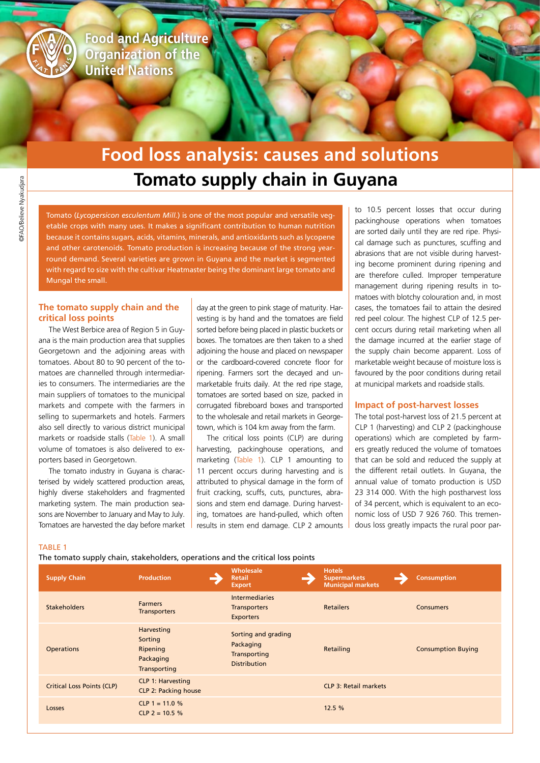Food and Agriculture Organization of the United Nations

# Food loss analysis: causes and solutions

# Tomato supply chain in Guyana

©FAO/Believe Nyakudjara

Tomato (*Lycopersicon esculentum Mill.*) is one of the most popular and versatile vegetable crops with many uses. It makes a significant contribution to human nutrition because it contains sugars, acids, vitamins, minerals, and antioxidants such as lycopene and other carotenoids. Tomato production is increasing because of the strong year-round demand. Several varieties are grown in Guyana and the market is segmented with regard to size with the cultivar Heatmaster being the dominant large tomato and Mungal the small.

## The tomato supply chain and the critical loss points

The West Berbice area of Region 5 in Guyana is the main production area that supplies Georgetown and the adjoining areas with tomatoes. About 80 to 90 percent of the tomatoes are channelled through intermediaries to consumers. The intermediaries are the main suppliers of tomatoes to the municipal markets and compete with the farmers in selling to supermarkets and hotels. Farmers also sell directly to various district municipal markets or roadside stalls (Table 1). A small volume of tomatoes is also delivered to exporters based in Georgetown.

The tomato industry in Guyana is characterised by widely scattered production areas, highly diverse stakeholders and fragmented marketing system. The main production seasons are November to January and May to July. Tomatoes are harvested the day before market day at the green to pink stage of maturity. Harvesting is by hand and the tomatoes are field sorted before being placed in plastic buckets or boxes. The tomatoes are then taken to a shed adjoining the house and placed on newspaper or the cardboard-covered concrete floor for ripening. Farmers sort the decayed and unmarketable fruits daily. At the red ripe stage, tomatoes are sorted based on size, packed in corrugated fibreboard boxes and transported to the wholesale and retail markets in Georgetown, which is 104 km away from the farm.

The critical loss points (CLP) are during harvesting, packinghouse operations, and marketing (Table 1). CLP 1 amounting to 11 percent occurs during harvesting and is attributed to physical damage in the form of fruit cracking, scuffs, cuts, punctures, abrasions and stem end damage. During harvesting, tomatoes are hand-pulled, which often results in stem end damage. CLP 2 amounts to 10.5 percent losses that occur during packinghouse operations when tomatoes are sorted daily until they are red ripe. Physical damage such as punctures, scuffing and abrasions that are not visible during harvesting become prominent during ripening and are therefore culled. Improper temperature management during ripening results in tomatoes with blotchy colouration and, in most cases, the tomatoes fail to attain the desired red peel colour. The highest CLP of 12.5 percent occurs during retail marketing when all the damage incurred at the earlier stage of the supply chain become apparent. Loss of marketable weight because of moisture loss is favoured by the poor conditions during retail at municipal markets and roadside stalls.

## Impact of post-harvest losses

The total post-harvest loss of 21.5 percent at CLP 1 (harvesting) and CLP 2 (packinghouse operations) which are completed by farmers greatly reduced the volume of tomatoes that can be sold and reduced the supply at the different retail outlets. In Guyana, the annual value of tomato production is USD 23 314 000. With the high postharvest loss of 34 percent, which is equivalent to an economic loss of USD 7 926 760. This tremendous loss greatly impacts the rural poor par-

TABLE 1
The tomato supply chain, stakeholders, operations and the critical loss points

| Supply Chain | Production → | Wholesale Retail Export → | Hotels Supermarkets Municipal markets → | Consumption |
|---|---|---|---|---|
| Stakeholders | Farmers Transporters | Intermediaries Transporters Exporters | Retailers | Consumers |
| Operations | Harvesting Sorting Ripening Packaging Transporting | Sorting and grading Packaging Transporting Distribution | Retailing | Consumption Buying |
| Critical Loss Points (CLP) | CLP 1: Harvesting CLP 2: Packing house | | CLP 3: Retail markets | |
| Losses | CLP 1 = 11.0 % CLP 2 = 10.5 % | | 12.5 % | |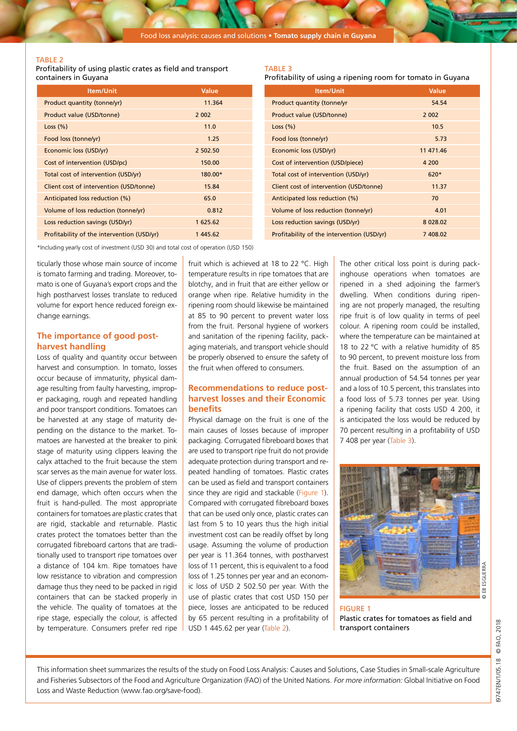TABLE 2

Profitability of using plastic crates as field and transport containers in Guyana

| Item/Unit | Value |
|---|---|
| Product quantity (tonne/yr) | 11.364 |
| Product value (USD/tonne) | 2 002 |
| Loss (%) | 11.0 |
| Food loss (tonne/yr) | 1.25 |
| Economic loss (USD/yr) | 2 502.50 |
| Cost of intervention (USD/pc) | 150.00 |
| Total cost of intervention (USD/yr) | 180.00* |
| Client cost of intervention (USD/tonne) | 15.84 |
| Anticipated loss reduction (%) | 65.0 |
| Volume of loss reduction (tonne/yr) | 0.812 |
| Loss reduction savings (USD/yr) | 1 625.62 |
| Profitability of the intervention (USD/yr) | 1 445.62 |

*Including yearly cost of investment (USD 30) and total cost of operation (USD 150)

TABLE 3

Profitability of using a ripening room for tomato in Guyana

| Item/Unit | Value |
|---|---|
| Product quantity (tonne/yr | 54.54 |
| Product value (USD/tonne) | 2 002 |
| Loss (%) | 10.5 |
| Food loss (tonne/yr) | 5.73 |
| Economic loss (USD/yr) | 11 471.46 |
| Cost of intervention (USD/piece) | 4 200 |
| Total cost of intervention (USD/yr) | 620* |
| Client cost of intervention (USD/tonne) | 11.37 |
| Anticipated loss reduction (%) | 70 |
| Volume of loss reduction (tonne/yr) | 4.01 |
| Loss reduction savings (USD/yr) | 8 028.02 |
| Profitability of the intervention (USD/yr) | 7 408.02 |

ticularly those whose main source of income is tomato farming and trading. Moreover, tomato is one of Guyana's export crops and the high postharvest losses translate to reduced volume for export hence reduced foreign exchange earnings.

## The importance of good postharvest handling

Loss of quality and quantity occur between harvest and consumption. In tomato, losses occur because of immaturity, physical damage resulting from faulty harvesting, improper packaging, rough and repeated handling and poor transport conditions. Tomatoes can be harvested at any stage of maturity depending on the distance to the market. Tomatoes are harvested at the breaker to pink stage of maturity using clippers leaving the calyx attached to the fruit because the stem scar serves as the main avenue for water loss. Use of clippers prevents the problem of stem end damage, which often occurs when the fruit is hand-pulled. The most appropriate containers for tomatoes are plastic crates that are rigid, stackable and returnable. Plastic crates protect the tomatoes better than the corrugated fibreboard cartons that are traditionally used to transport ripe tomatoes over a distance of 104 km. Ripe tomatoes have low resistance to vibration and compression damage thus they need to be packed in rigid containers that can be stacked properly in the vehicle. The quality of tomatoes at the ripe stage, especially the colour, is affected by temperature. Consumers prefer red ripe fruit which is achieved at 18 to 22 °C. High temperature results in ripe tomatoes that are blotchy, and in fruit that are either yellow or orange when ripe. Relative humidity in the ripening room should likewise be maintained at 85 to 90 percent to prevent water loss from the fruit. Personal hygiene of workers and sanitation of the ripening facility, packaging materials, and transport vehicle should be properly observed to ensure the safety of the fruit when offered to consumers.

## Recommendations to reduce postharvest losses and their Economic benefits

Physical damage on the fruit is one of the main causes of losses because of improper packaging. Corrugated fibreboard boxes that are used to transport ripe fruit do not provide adequate protection during transport and repeated handling of tomatoes. Plastic crates can be used as field and transport containers since they are rigid and stackable (Figure 1). Compared with corrugated fibreboard boxes that can be used only once, plastic crates can last from 5 to 10 years thus the high initial investment cost can be readily offset by long usage. Assuming the volume of production per year is 11.364 tonnes, with postharvest loss of 11 percent, this is equivalent to a food loss of 1.25 tonnes per year and an economic loss of USD 2 502.50 per year. With the use of plastic crates that cost USD 150 per piece, losses are anticipated to be reduced by 65 percent resulting in a profitability of USD 1 445.62 per year (Table 2).

The other critical loss point is during packinghouse operations when tomatoes are ripened in a shed adjoining the farmer's dwelling. When conditions during ripening are not properly managed, the resulting ripe fruit is of low quality in terms of peel colour. A ripening room could be installed, where the temperature can be maintained at 18 to 22 °C with a relative humidity of 85 to 90 percent, to prevent moisture loss from the fruit. Based on the assumption of an annual production of 54.54 tonnes per year and a loss of 10.5 percent, this translates into a food loss of 5.73 tonnes per year. Using a ripening facility that costs USD 4 200, it is anticipated the loss would be reduced by 70 percent resulting in a profitability of USD 7 408 per year (Table 3).

© EB ESGUERRA

FIGURE 1

Plastic crates for tomatoes as field and transport containers

This information sheet summarizes the results of the study on Food Loss Analysis: Causes and Solutions, Case Studies in Small-scale Agriculture and Fisheries Subsectors of the Food and Agriculture Organization (FAO) of the United Nations. *For more information:* Global Initiative on Food Loss and Waste Reduction (www.fao.org/save-food).

I9747EN/1/05.18 © FAO, 2018